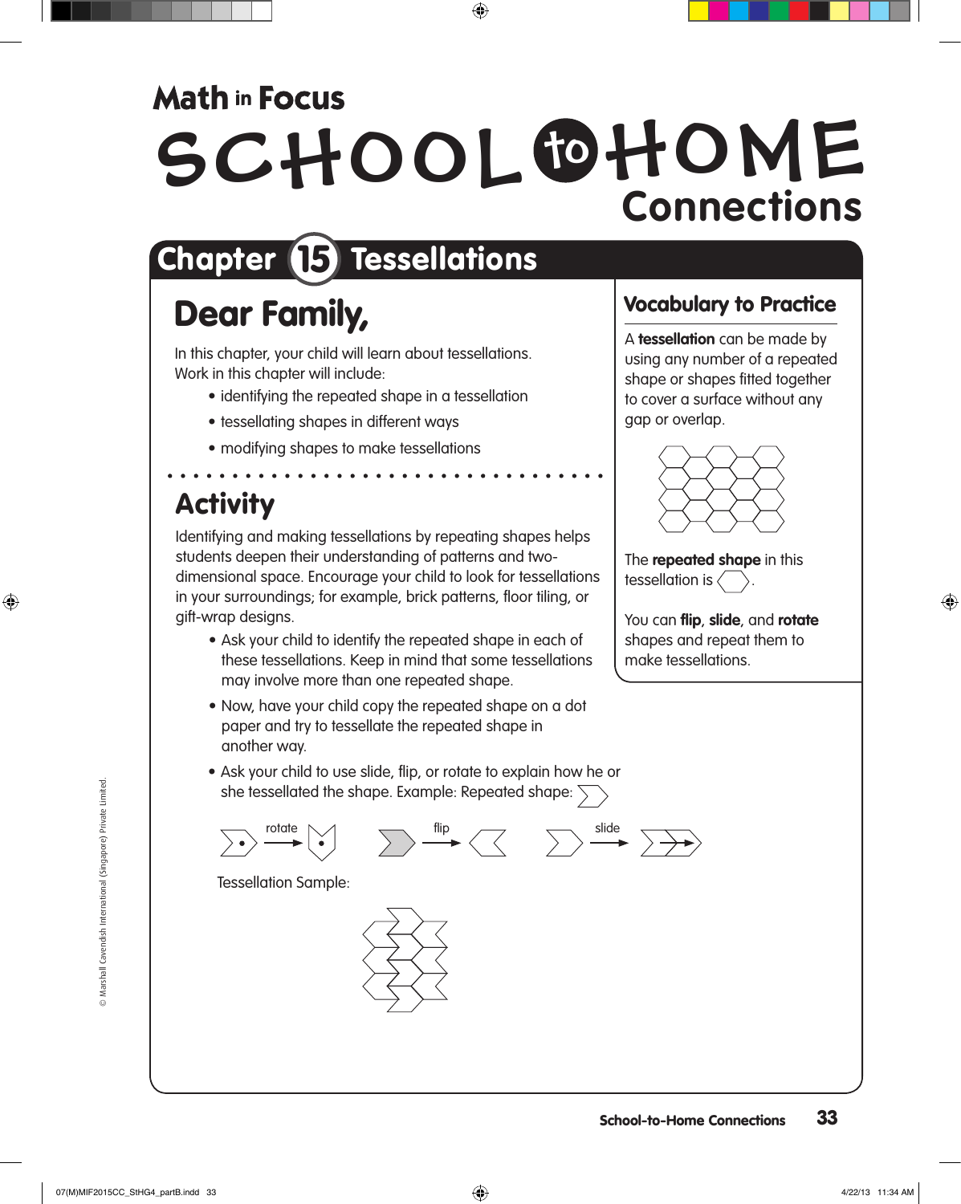# Math in Focus

# SCHOOL to HOME Connections

## Chapter 15 Tessellations

### Dear Family,

In this chapter, your child will learn about tessellations.
Work in this chapter will include:

- identifying the repeated shape in a tessellation
- tessellating shapes in different ways
- modifying shapes to make tessellations

### Activity

Identifying and making tessellations by repeating shapes helps students deepen their understanding of patterns and two-dimensional space. Encourage your child to look for tessellations in your surroundings; for example, brick patterns, floor tiling, or gift-wrap designs.

- Ask your child to identify the repeated shape in each of these tessellations. Keep in mind that some tessellations may involve more than one repeated shape.
- Now, have your child copy the repeated shape on a dot paper and try to tessellate the repeated shape in another way.
- Ask your child to use slide, flip, or rotate to explain how he or she tessellated the shape. Example: Repeated shape:

rotate flip slide

Tessellation Sample:

### Vocabulary to Practice

A **tessellation** can be made by using any number of a repeated shape or shapes fitted together to cover a surface without any gap or overlap.

The **repeated shape** in this tessellation is .

You can **flip**, **slide**, and **rotate** shapes and repeat them to make tessellations.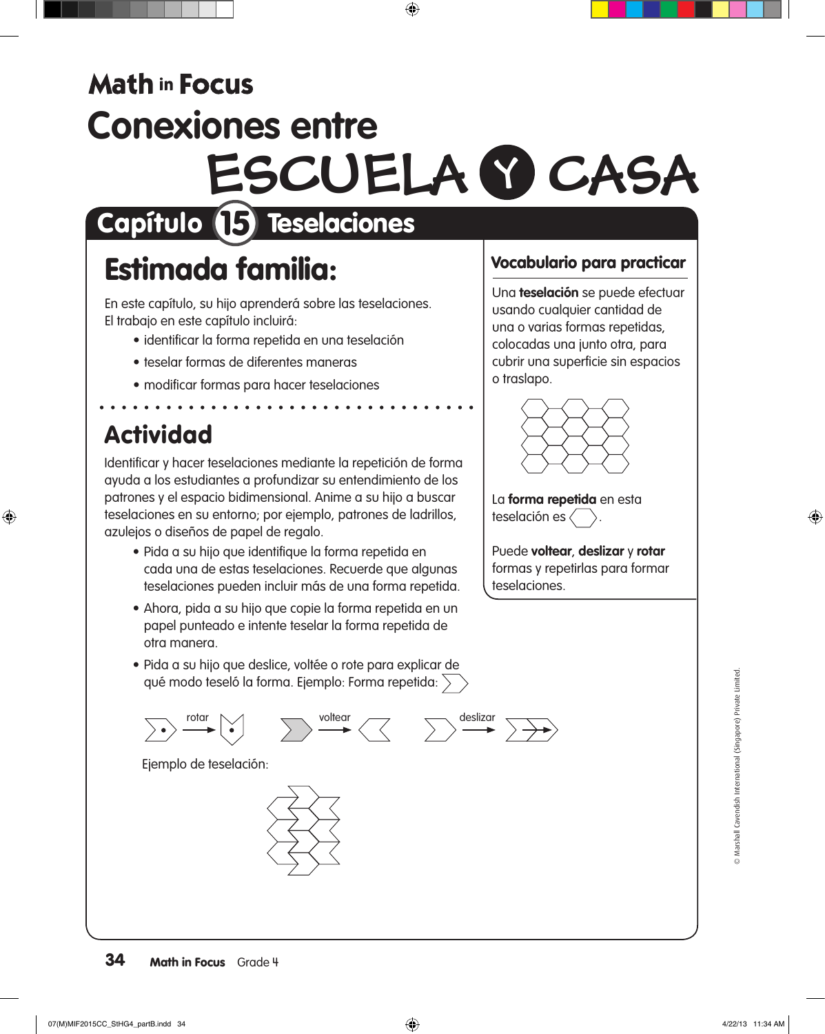Math in Focus

# Conexiones entre ESCUELA Y CASA

## Capítulo 15 Teselaciones

## Estimada familia:

En este capítulo, su hijo aprenderá sobre las teselaciones. El trabajo en este capítulo incluirá:

- identificar la forma repetida en una teselación
- teselar formas de diferentes maneras
- modificar formas para hacer teselaciones

## Actividad

Identificar y hacer teselaciones mediante la repetición de forma ayuda a los estudiantes a profundizar su entendimiento de los patrones y el espacio bidimensional. Anime a su hijo a buscar teselaciones en su entorno; por ejemplo, patrones de ladrillos, azulejos o diseños de papel de regalo.

- Pida a su hijo que identifique la forma repetida en cada una de estas teselaciones. Recuerde que algunas teselaciones pueden incluir más de una forma repetida.
- Ahora, pida a su hijo que copie la forma repetida en un papel punteado e intente teselar la forma repetida de otra manera.
- Pida a su hijo que deslice, voltée o rote para explicar de qué modo teseló la forma. Ejemplo: Forma repetida:

rotar

voltear

deslizar

Ejemplo de teselación:

### Vocabulario para practicar

Una **teselación** se puede efectuar usando cualquier cantidad de una o varias formas repetidas, colocadas una junto otra, para cubrir una superficie sin espacios o traslapo.

La **forma repetida** en esta teselación es .

Puede **voltear**, **deslizar** y **rotar** formas y repetirlas para formar teselaciones.

© Marshall Cavendish International (Singapore) Private Limited.